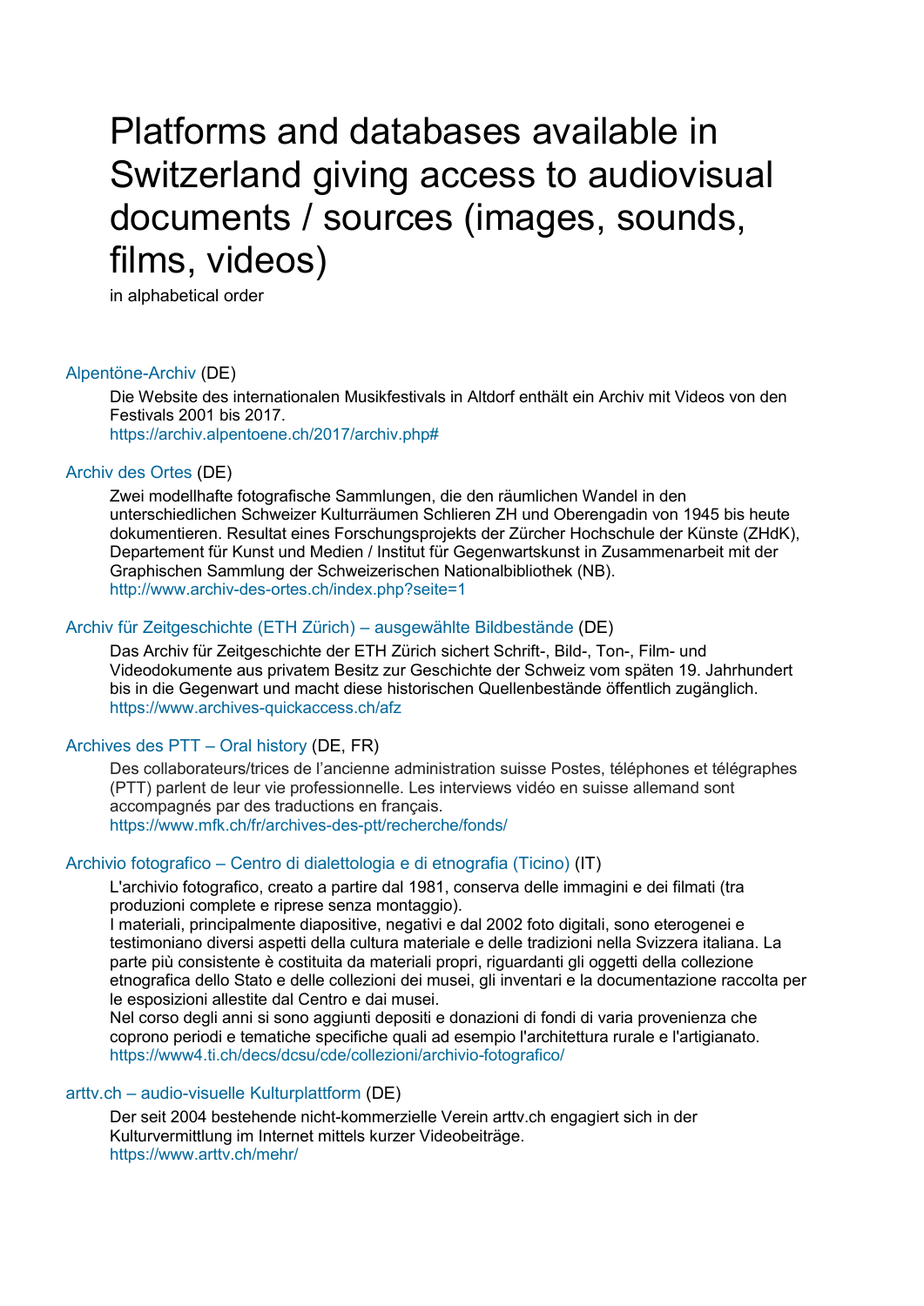# Platforms and databases available in Switzerland giving access to audiovisual documents / sources (images, sounds, films, videos)

in alphabetical order

### Alpentöne-Archiv (DE)

Die Website des internationalen Musikfestivals in Altdorf enthält ein Archiv mit Videos von den Festivals 2001 bis 2017.
https://archiv.alpentoene.ch/2017/archiv.php#

### Archiv des Ortes (DE)

Zwei modellhafte fotografische Sammlungen, die den räumlichen Wandel in den unterschiedlichen Schweizer Kulturräumen Schlieren ZH und Oberengadin von 1945 bis heute dokumentieren. Resultat eines Forschungsprojekts der Zürcher Hochschule der Künste (ZHdK), Departement für Kunst und Medien / Institut für Gegenwartskunst in Zusammenarbeit mit der Graphischen Sammlung der Schweizerischen Nationalbibliothek (NB).
http://www.archiv-des-ortes.ch/index.php?seite=1

### Archiv für Zeitgeschichte (ETH Zürich) – ausgewählte Bildbestände (DE)

Das Archiv für Zeitgeschichte der ETH Zürich sichert Schrift-, Bild-, Ton-, Film- und Videodokumente aus privatem Besitz zur Geschichte der Schweiz vom späten 19. Jahrhundert bis in die Gegenwart und macht diese historischen Quellenbestände öffentlich zugänglich.
https://www.archives-quickaccess.ch/afz

### Archives des PTT – Oral history (DE, FR)

Des collaborateurs/trices de l'ancienne administration suisse Postes, téléphones et télégraphes (PTT) parlent de leur vie professionnelle. Les interviews vidéo en suisse allemand sont accompagnés par des traductions en français.
https://www.mfk.ch/fr/archives-des-ptt/recherche/fonds/

### Archivio fotografico – Centro di dialettologia e di etnografia (Ticino) (IT)

L'archivio fotografico, creato a partire dal 1981, conserva delle immagini e dei filmati (tra produzioni complete e riprese senza montaggio).
I materiali, principalmente diapositive, negativi e dal 2002 foto digitali, sono eterogenei e testimoniano diversi aspetti della cultura materiale e delle tradizioni nella Svizzera italiana. La parte più consistente è costituita da materiali propri, riguardanti gli oggetti della collezione etnografica dello Stato e delle collezioni dei musei, gli inventari e la documentazione raccolta per le esposizioni allestite dal Centro e dai musei.
Nel corso degli anni si sono aggiunti depositi e donazioni di fondi di varia provenienza che coprono periodi e tematiche specifiche quali ad esempio l'architettura rurale e l'artigianato.
https://www4.ti.ch/decs/dcsu/cde/collezioni/archivio-fotografico/

### arttv.ch – audio-visuelle Kulturplattform (DE)

Der seit 2004 bestehende nicht-kommerzielle Verein arttv.ch engagiert sich in der Kulturvermittlung im Internet mittels kurzer Videobeiträge.
https://www.arttv.ch/mehr/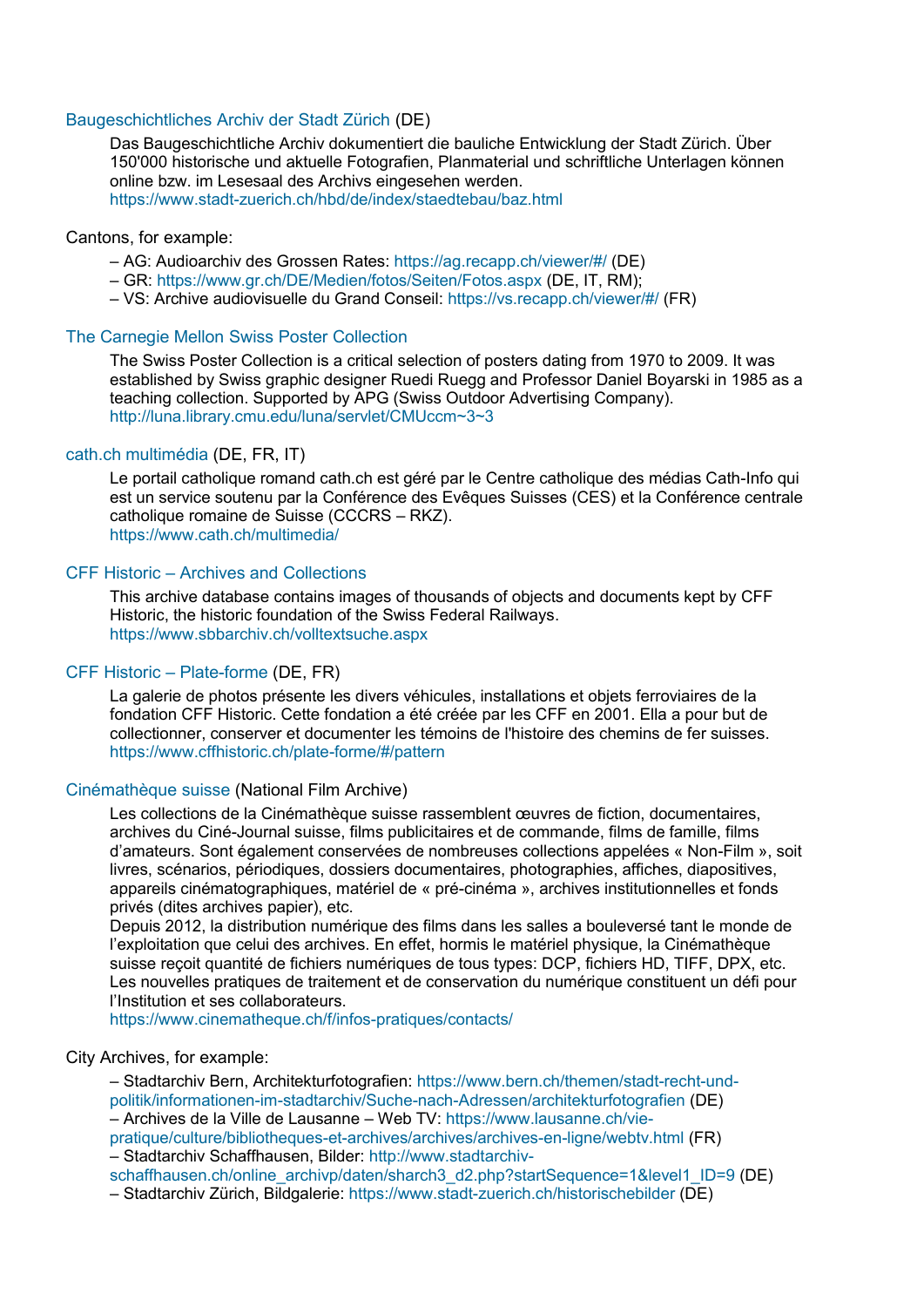Baugeschichtliches Archiv der Stadt Zürich (DE)

Das Baugeschichtliche Archiv dokumentiert die bauliche Entwicklung der Stadt Zürich. Über 150'000 historische und aktuelle Fotografien, Planmaterial und schriftliche Unterlagen können online bzw. im Lesesaal des Archivs eingesehen werden.
https://www.stadt-zuerich.ch/hbd/de/index/staedtebau/baz.html

Cantons, for example:

– AG: Audioarchiv des Grossen Rates: https://ag.recapp.ch/viewer/#/ (DE)
– GR: https://www.gr.ch/DE/Medien/fotos/Seiten/Fotos.aspx (DE, IT, RM);
– VS: Archive audiovisuelle du Grand Conseil: https://vs.recapp.ch/viewer/#/ (FR)

The Carnegie Mellon Swiss Poster Collection

The Swiss Poster Collection is a critical selection of posters dating from 1970 to 2009. It was established by Swiss graphic designer Ruedi Ruegg and Professor Daniel Boyarski in 1985 as a teaching collection. Supported by APG (Swiss Outdoor Advertising Company).
http://luna.library.cmu.edu/luna/servlet/CMUccm~3~3

cath.ch multimédia (DE, FR, IT)

Le portail catholique romand cath.ch est géré par le Centre catholique des médias Cath-Info qui est un service soutenu par la Conférence des Evêques Suisses (CES) et la Conférence centrale catholique romaine de Suisse (CCCRS – RKZ).
https://www.cath.ch/multimedia/

CFF Historic – Archives and Collections

This archive database contains images of thousands of objects and documents kept by CFF Historic, the historic foundation of the Swiss Federal Railways.
https://www.sbbarchiv.ch/volltextsuche.aspx

CFF Historic – Plate-forme (DE, FR)

La galerie de photos présente les divers véhicules, installations et objets ferroviaires de la fondation CFF Historic. Cette fondation a été créée par les CFF en 2001. Ella a pour but de collectionner, conserver et documenter les témoins de l'histoire des chemins de fer suisses.
https://www.cffhistoric.ch/plate-forme/#/pattern

Cinémathèque suisse (National Film Archive)

Les collections de la Cinémathèque suisse rassemblent œuvres de fiction, documentaires, archives du Ciné-Journal suisse, films publicitaires et de commande, films de famille, films d'amateurs. Sont également conservées de nombreuses collections appelées « Non-Film », soit livres, scénarios, périodiques, dossiers documentaires, photographies, affiches, diapositives, appareils cinématographiques, matériel de « pré-cinéma », archives institutionnelles et fonds privés (dites archives papier), etc.
Depuis 2012, la distribution numérique des films dans les salles a bouleversé tant le monde de l'exploitation que celui des archives. En effet, hormis le matériel physique, la Cinémathèque suisse reçoit quantité de fichiers numériques de tous types: DCP, fichiers HD, TIFF, DPX, etc. Les nouvelles pratiques de traitement et de conservation du numérique constituent un défi pour l'Institution et ses collaborateurs.
https://www.cinematheque.ch/f/infos-pratiques/contacts/

City Archives, for example:

– Stadtarchiv Bern, Architekturfotografien: https://www.bern.ch/themen/stadt-recht-und-politik/informationen-im-stadtarchiv/Suche-nach-Adressen/architekturfotografien (DE)
– Archives de la Ville de Lausanne – Web TV: https://www.lausanne.ch/vie-pratique/culture/bibliotheques-et-archives/archives/archives-en-ligne/webtv.html (FR)
– Stadtarchiv Schaffhausen, Bilder: http://www.stadtarchiv-schaffhausen.ch/online_archivp/daten/sharch3_d2.php?startSequence=1&level1_ID=9 (DE)
– Stadtarchiv Zürich, Bildgalerie: https://www.stadt-zuerich.ch/historischebilder (DE)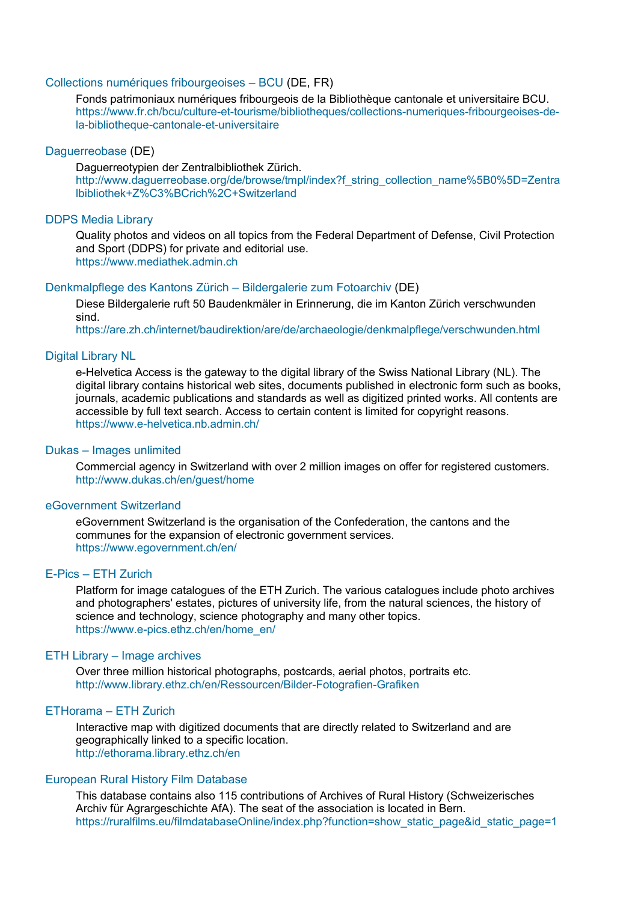Collections numériques fribourgeoises – BCU (DE, FR)

Fonds patrimoniaux numériques fribourgeois de la Bibliothèque cantonale et universitaire BCU.
https://www.fr.ch/bcu/culture-et-tourisme/bibliotheques/collections-numeriques-fribourgeoises-de-la-bibliotheque-cantonale-et-universitaire

Daguerreobase (DE)

Daguerreotypien der Zentralbibliothek Zürich.
http://www.daguerreobase.org/de/browse/tmpl/index?f_string_collection_name%5B0%5D=Zentralbibliothek+Z%C3%BCrich%2C+Switzerland

DDPS Media Library

Quality photos and videos on all topics from the Federal Department of Defense, Civil Protection and Sport (DDPS) for private and editorial use.
https://www.mediathek.admin.ch

Denkmalpflege des Kantons Zürich – Bildergalerie zum Fotoarchiv (DE)

Diese Bildergalerie ruft 50 Baudenkmäler in Erinnerung, die im Kanton Zürich verschwunden sind.
https://are.zh.ch/internet/baudirektion/are/de/archaeologie/denkmalpflege/verschwunden.html

Digital Library NL

e-Helvetica Access is the gateway to the digital library of the Swiss National Library (NL). The digital library contains historical web sites, documents published in electronic form such as books, journals, academic publications and standards as well as digitized printed works. All contents are accessible by full text search. Access to certain content is limited for copyright reasons.
https://www.e-helvetica.nb.admin.ch/

Dukas – Images unlimited

Commercial agency in Switzerland with over 2 million images on offer for registered customers.
http://www.dukas.ch/en/guest/home

eGovernment Switzerland

eGovernment Switzerland is the organisation of the Confederation, the cantons and the communes for the expansion of electronic government services.
https://www.egovernment.ch/en/

E-Pics – ETH Zurich

Platform for image catalogues of the ETH Zurich. The various catalogues include photo archives and photographers' estates, pictures of university life, from the natural sciences, the history of science and technology, science photography and many other topics.
https://www.e-pics.ethz.ch/en/home_en/

ETH Library – Image archives

Over three million historical photographs, postcards, aerial photos, portraits etc.
http://www.library.ethz.ch/en/Ressourcen/Bilder-Fotografien-Grafiken

ETHorama – ETH Zurich

Interactive map with digitized documents that are directly related to Switzerland and are geographically linked to a specific location.
http://ethorama.library.ethz.ch/en

European Rural History Film Database

This database contains also 115 contributions of Archives of Rural History (Schweizerisches Archiv für Agrargeschichte AfA). The seat of the association is located in Bern.
https://ruralfilms.eu/filmdatabaseOnline/index.php?function=show_static_page&id_static_page=1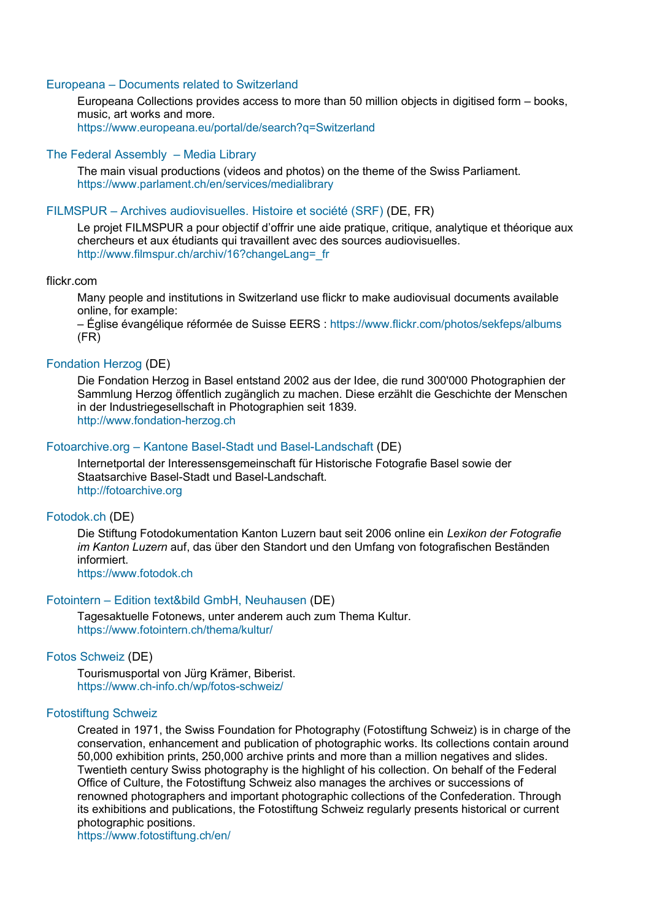Europeana – Documents related to Switzerland

Europeana Collections provides access to more than 50 million objects in digitised form – books, music, art works and more.
https://www.europeana.eu/portal/de/search?q=Switzerland

The Federal Assembly – Media Library

The main visual productions (videos and photos) on the theme of the Swiss Parliament.
https://www.parlament.ch/en/services/medialibrary

FILMSPUR – Archives audiovisuelles. Histoire et société (SRF) (DE, FR)

Le projet FILMSPUR a pour objectif d'offrir une aide pratique, critique, analytique et théorique aux chercheurs et aux étudiants qui travaillent avec des sources audiovisuelles.
http://www.filmspur.ch/archiv/16?changeLang=_fr

flickr.com

Many people and institutions in Switzerland use flickr to make audiovisual documents available online, for example:
– Église évangélique réformée de Suisse EERS : https://www.flickr.com/photos/sekfeps/albums (FR)

Fondation Herzog (DE)

Die Fondation Herzog in Basel entstand 2002 aus der Idee, die rund 300'000 Photographien der Sammlung Herzog öffentlich zugänglich zu machen. Diese erzählt die Geschichte der Menschen in der Industriegesellschaft in Photographien seit 1839.
http://www.fondation-herzog.ch

Fotoarchive.org – Kantone Basel-Stadt und Basel-Landschaft (DE)

Internetportal der Interessensgemeinschaft für Historische Fotografie Basel sowie der Staatsarchive Basel-Stadt und Basel-Landschaft.
http://fotoarchive.org

Fotodok.ch (DE)

Die Stiftung Fotodokumentation Kanton Luzern baut seit 2006 online ein *Lexikon der Fotografie im Kanton Luzern* auf, das über den Standort und den Umfang von fotografischen Beständen informiert.
https://www.fotodok.ch

Fotointern – Edition text&bild GmbH, Neuhausen (DE)

Tagesaktuelle Fotonews, unter anderem auch zum Thema Kultur.
https://www.fotointern.ch/thema/kultur/

Fotos Schweiz (DE)

Tourismusportal von Jürg Krämer, Biberist.
https://www.ch-info.ch/wp/fotos-schweiz/

Fotostiftung Schweiz

Created in 1971, the Swiss Foundation for Photography (Fotostiftung Schweiz) is in charge of the conservation, enhancement and publication of photographic works. Its collections contain around 50,000 exhibition prints, 250,000 archive prints and more than a million negatives and slides. Twentieth century Swiss photography is the highlight of his collection. On behalf of the Federal Office of Culture, the Fotostiftung Schweiz also manages the archives or successions of renowned photographers and important photographic collections of the Confederation. Through its exhibitions and publications, the Fotostiftung Schweiz regularly presents historical or current photographic positions.
https://www.fotostiftung.ch/en/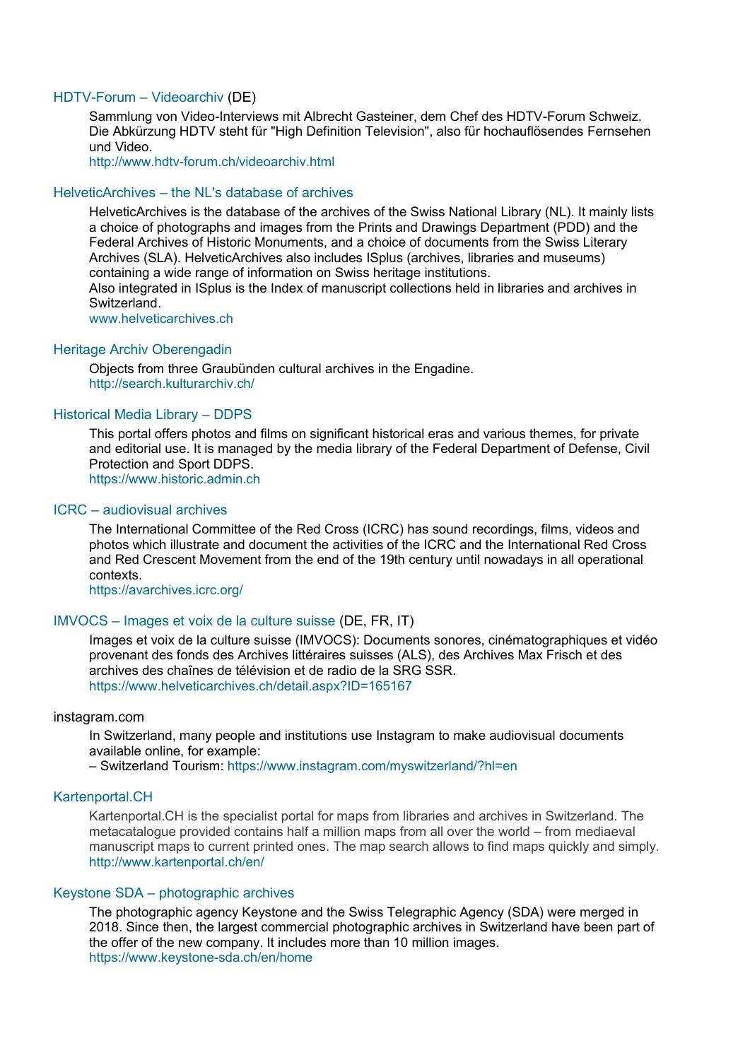### HDTV-Forum – Videoarchiv (DE)

Sammlung von Video-Interviews mit Albrecht Gasteiner, dem Chef des HDTV-Forum Schweiz. Die Abkürzung HDTV steht für "High Definition Television", also für hochauflösendes Fernsehen und Video.
http://www.hdtv-forum.ch/videoarchiv.html

### HelveticArchives – the NL's database of archives

HelveticArchives is the database of the archives of the Swiss National Library (NL). It mainly lists a choice of photographs and images from the Prints and Drawings Department (PDD) and the Federal Archives of Historic Monuments, and a choice of documents from the Swiss Literary Archives (SLA). HelveticArchives also includes ISplus (archives, libraries and museums) containing a wide range of information on Swiss heritage institutions.
Also integrated in ISplus is the Index of manuscript collections held in libraries and archives in Switzerland.
www.helveticarchives.ch

### Heritage Archiv Oberengadin

Objects from three Graubünden cultural archives in the Engadine.
http://search.kulturarchiv.ch/

### Historical Media Library – DDPS

This portal offers photos and films on significant historical eras and various themes, for private and editorial use. It is managed by the media library of the Federal Department of Defense, Civil Protection and Sport DDPS.
https://www.historic.admin.ch

### ICRC – audiovisual archives

The International Committee of the Red Cross (ICRC) has sound recordings, films, videos and photos which illustrate and document the activities of the ICRC and the International Red Cross and Red Crescent Movement from the end of the 19th century until nowadays in all operational contexts.
https://avarchives.icrc.org/

### IMVOCS – Images et voix de la culture suisse (DE, FR, IT)

Images et voix de la culture suisse (IMVOCS): Documents sonores, cinématographiques et vidéo provenant des fonds des Archives littéraires suisses (ALS), des Archives Max Frisch et des archives des chaînes de télévision et de radio de la SRG SSR.
https://www.helveticarchives.ch/detail.aspx?ID=165167

### instagram.com

In Switzerland, many people and institutions use Instagram to make audiovisual documents available online, for example:
– Switzerland Tourism: https://www.instagram.com/myswitzerland/?hl=en

### Kartenportal.CH

Kartenportal.CH is the specialist portal for maps from libraries and archives in Switzerland. The metacatalogue provided contains half a million maps from all over the world – from mediaeval manuscript maps to current printed ones. The map search allows to find maps quickly and simply.
http://www.kartenportal.ch/en/

### Keystone SDA – photographic archives

The photographic agency Keystone and the Swiss Telegraphic Agency (SDA) were merged in 2018. Since then, the largest commercial photographic archives in Switzerland have been part of the offer of the new company. It includes more than 10 million images.
https://www.keystone-sda.ch/en/home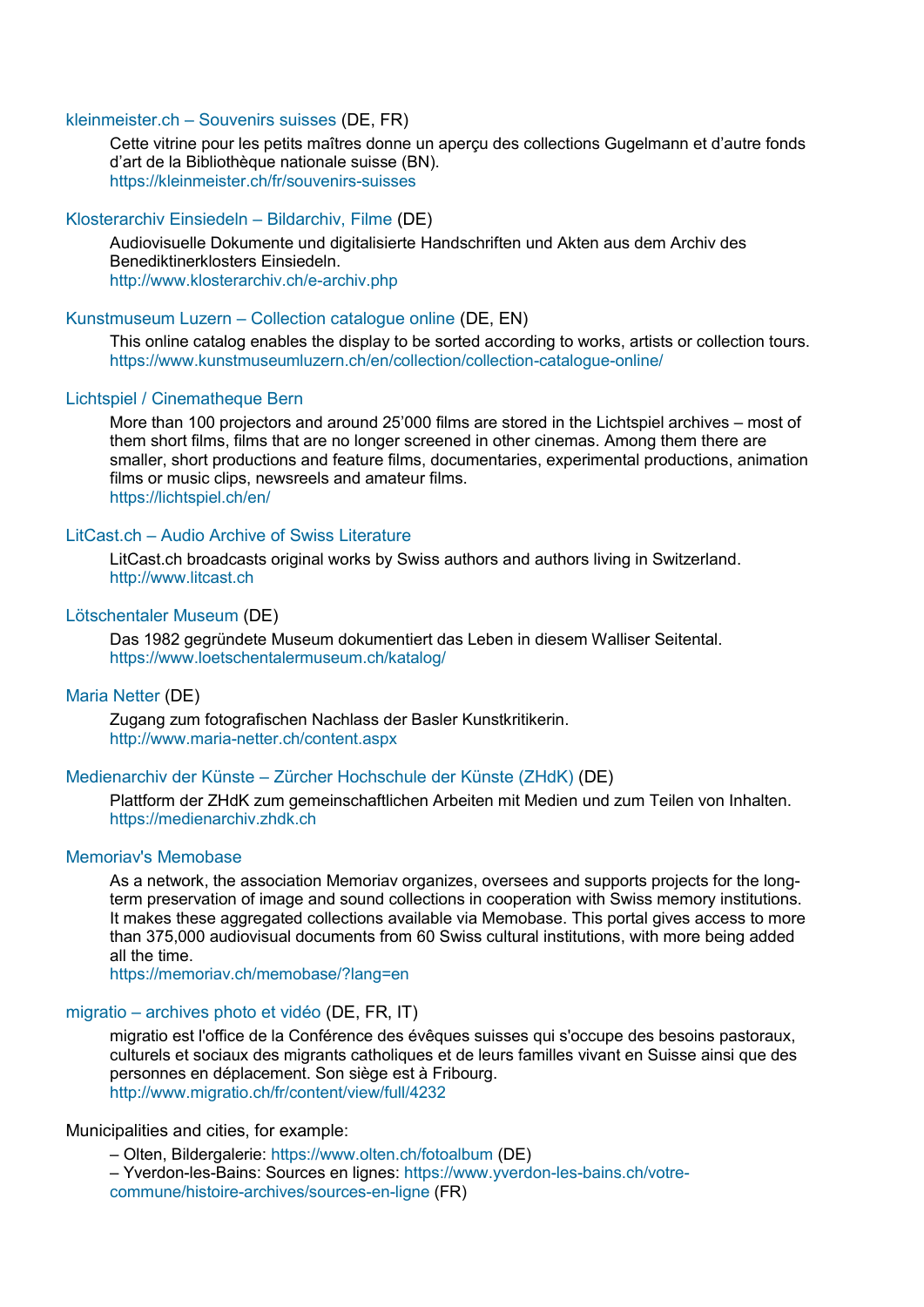kleinmeister.ch – Souvenirs suisses (DE, FR)

Cette vitrine pour les petits maîtres donne un aperçu des collections Gugelmann et d'autre fonds d'art de la Bibliothèque nationale suisse (BN).
https://kleinmeister.ch/fr/souvenirs-suisses

Klosterarchiv Einsiedeln – Bildarchiv, Filme (DE)

Audiovisuelle Dokumente und digitalisierte Handschriften und Akten aus dem Archiv des Benediktinerklosters Einsiedeln.
http://www.klosterarchiv.ch/e-archiv.php

Kunstmuseum Luzern – Collection catalogue online (DE, EN)

This online catalog enables the display to be sorted according to works, artists or collection tours.
https://www.kunstmuseumluzern.ch/en/collection/collection-catalogue-online/

Lichtspiel / Cinematheque Bern

More than 100 projectors and around 25'000 films are stored in the Lichtspiel archives – most of them short films, films that are no longer screened in other cinemas. Among them there are smaller, short productions and feature films, documentaries, experimental productions, animation films or music clips, newsreels and amateur films.
https://lichtspiel.ch/en/

LitCast.ch – Audio Archive of Swiss Literature

LitCast.ch broadcasts original works by Swiss authors and authors living in Switzerland.
http://www.litcast.ch

Lötschentaler Museum (DE)

Das 1982 gegründete Museum dokumentiert das Leben in diesem Walliser Seitental.
https://www.loetschentalermuseum.ch/katalog/

Maria Netter (DE)

Zugang zum fotografischen Nachlass der Basler Kunstkritikerin.
http://www.maria-netter.ch/content.aspx

Medienarchiv der Künste – Zürcher Hochschule der Künste (ZHdK) (DE)

Plattform der ZHdK zum gemeinschaftlichen Arbeiten mit Medien und zum Teilen von Inhalten.
https://medienarchiv.zhdk.ch

Memoriav's Memobase

As a network, the association Memoriav organizes, oversees and supports projects for the long-term preservation of image and sound collections in cooperation with Swiss memory institutions. It makes these aggregated collections available via Memobase. This portal gives access to more than 375,000 audiovisual documents from 60 Swiss cultural institutions, with more being added all the time.
https://memoriav.ch/memobase/?lang=en

migratio – archives photo et vidéo (DE, FR, IT)

migratio est l'office de la Conférence des évêques suisses qui s'occupe des besoins pastoraux, culturels et sociaux des migrants catholiques et de leurs familles vivant en Suisse ainsi que des personnes en déplacement. Son siège est à Fribourg.
http://www.migratio.ch/fr/content/view/full/4232

Municipalities and cities, for example:

– Olten, Bildergalerie: https://www.olten.ch/fotoalbum (DE)
– Yverdon-les-Bains: Sources en lignes: https://www.yverdon-les-bains.ch/votre-commune/histoire-archives/sources-en-ligne (FR)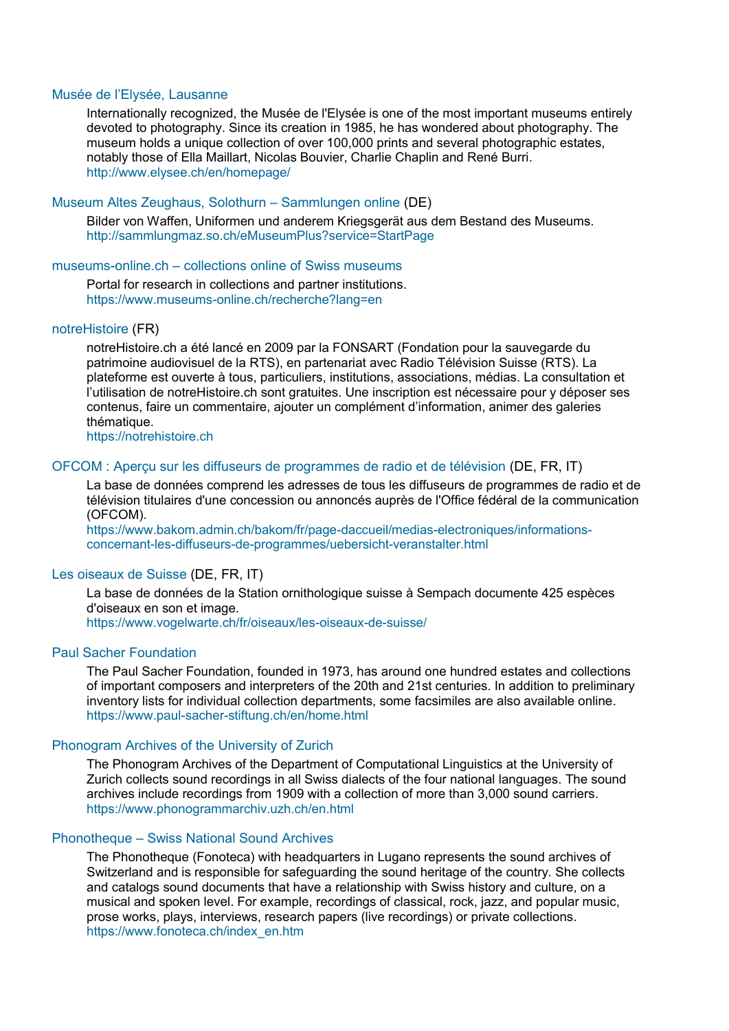### Musée de l'Elysée, Lausanne

Internationally recognized, the Musée de l'Elysée is one of the most important museums entirely devoted to photography. Since its creation in 1985, he has wondered about photography. The museum holds a unique collection of over 100,000 prints and several photographic estates, notably those of Ella Maillart, Nicolas Bouvier, Charlie Chaplin and René Burri.
http://www.elysee.ch/en/homepage/

### Museum Altes Zeughaus, Solothurn – Sammlungen online (DE)

Bilder von Waffen, Uniformen und anderem Kriegsgerät aus dem Bestand des Museums.
http://sammlungmaz.so.ch/eMuseumPlus?service=StartPage

### museums-online.ch – collections online of Swiss museums

Portal for research in collections and partner institutions.
https://www.museums-online.ch/recherche?lang=en

### notreHistoire (FR)

notreHistoire.ch a été lancé en 2009 par la FONSART (Fondation pour la sauvegarde du patrimoine audiovisuel de la RTS), en partenariat avec Radio Télévision Suisse (RTS). La plateforme est ouverte à tous, particuliers, institutions, associations, médias. La consultation et l'utilisation de notreHistoire.ch sont gratuites. Une inscription est nécessaire pour y déposer ses contenus, faire un commentaire, ajouter un complément d'information, animer des galeries thématique.
https://notrehistoire.ch

### OFCOM : Aperçu sur les diffuseurs de programmes de radio et de télévision (DE, FR, IT)

La base de données comprend les adresses de tous les diffuseurs de programmes de radio et de télévision titulaires d'une concession ou annoncés auprès de l'Office fédéral de la communication (OFCOM).
https://www.bakom.admin.ch/bakom/fr/page-daccueil/medias-electroniques/informations-concernant-les-diffuseurs-de-programmes/uebersicht-veranstalter.html

### Les oiseaux de Suisse (DE, FR, IT)

La base de données de la Station ornithologique suisse à Sempach documente 425 espèces d'oiseaux en son et image.
https://www.vogelwarte.ch/fr/oiseaux/les-oiseaux-de-suisse/

### Paul Sacher Foundation

The Paul Sacher Foundation, founded in 1973, has around one hundred estates and collections of important composers and interpreters of the 20th and 21st centuries. In addition to preliminary inventory lists for individual collection departments, some facsimiles are also available online.
https://www.paul-sacher-stiftung.ch/en/home.html

### Phonogram Archives of the University of Zurich

The Phonogram Archives of the Department of Computational Linguistics at the University of Zurich collects sound recordings in all Swiss dialects of the four national languages. The sound archives include recordings from 1909 with a collection of more than 3,000 sound carriers.
https://www.phonogrammarchiv.uzh.ch/en.html

### Phonotheque – Swiss National Sound Archives

The Phonotheque (Fonoteca) with headquarters in Lugano represents the sound archives of Switzerland and is responsible for safeguarding the sound heritage of the country. She collects and catalogs sound documents that have a relationship with Swiss history and culture, on a musical and spoken level. For example, recordings of classical, rock, jazz, and popular music, prose works, plays, interviews, research papers (live recordings) or private collections.
https://www.fonoteca.ch/index_en.htm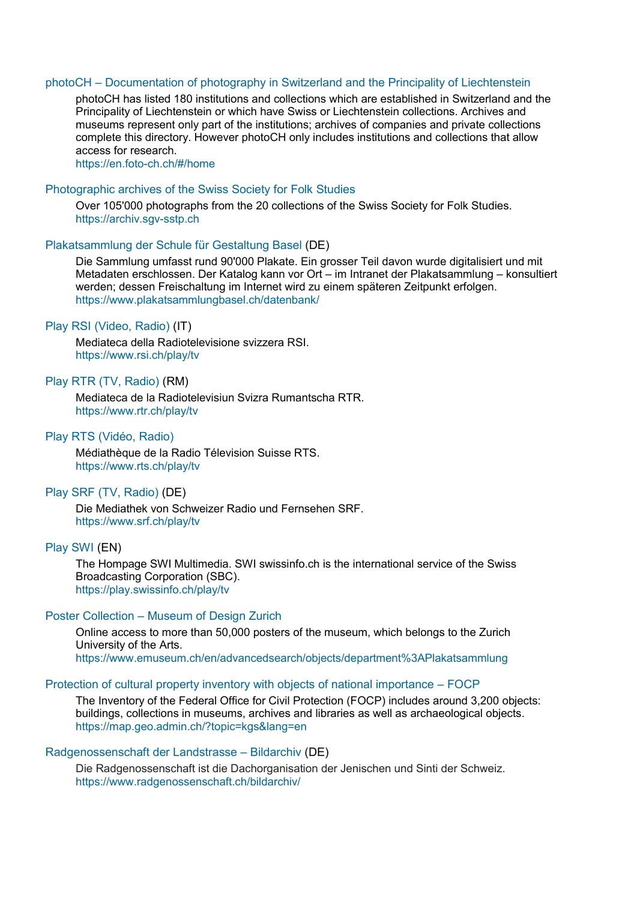### photoCH – Documentation of photography in Switzerland and the Principality of Liechtenstein

photoCH has listed 180 institutions and collections which are established in Switzerland and the Principality of Liechtenstein or which have Swiss or Liechtenstein collections. Archives and museums represent only part of the institutions; archives of companies and private collections complete this directory. However photoCH only includes institutions and collections that allow access for research.
https://en.foto-ch.ch/#/home

### Photographic archives of the Swiss Society for Folk Studies

Over 105'000 photographs from the 20 collections of the Swiss Society for Folk Studies.
https://archiv.sgv-sstp.ch

### Plakatsammlung der Schule für Gestaltung Basel (DE)

Die Sammlung umfasst rund 90'000 Plakate. Ein grosser Teil davon wurde digitalisiert und mit Metadaten erschlossen. Der Katalog kann vor Ort – im Intranet der Plakatsammlung – konsultiert werden; dessen Freischaltung im Internet wird zu einem späteren Zeitpunkt erfolgen.
https://www.plakatsammlungbasel.ch/datenbank/

### Play RSI (Video, Radio) (IT)

Mediateca della Radiotelevisione svizzera RSI.
https://www.rsi.ch/play/tv

### Play RTR (TV, Radio) (RM)

Mediateca de la Radiotelevisiun Svizra Rumantscha RTR.
https://www.rtr.ch/play/tv

### Play RTS (Vidéo, Radio)

Médiathèque de la Radio Télevision Suisse RTS.
https://www.rts.ch/play/tv

### Play SRF (TV, Radio) (DE)

Die Mediathek von Schweizer Radio und Fernsehen SRF.
https://www.srf.ch/play/tv

### Play SWI (EN)

The Hompage SWI Multimedia. SWI swissinfo.ch is the international service of the Swiss Broadcasting Corporation (SBC).
https://play.swissinfo.ch/play/tv

### Poster Collection – Museum of Design Zurich

Online access to more than 50,000 posters of the museum, which belongs to the Zurich University of the Arts.
https://www.emuseum.ch/en/advancedsearch/objects/department%3APlakatsammlung

### Protection of cultural property inventory with objects of national importance – FOCP

The Inventory of the Federal Office for Civil Protection (FOCP) includes around 3,200 objects: buildings, collections in museums, archives and libraries as well as archaeological objects.
https://map.geo.admin.ch/?topic=kgs&lang=en

### Radgenossenschaft der Landstrasse – Bildarchiv (DE)

Die Radgenossenschaft ist die Dachorganisation der Jenischen und Sinti der Schweiz.
https://www.radgenossenschaft.ch/bildarchiv/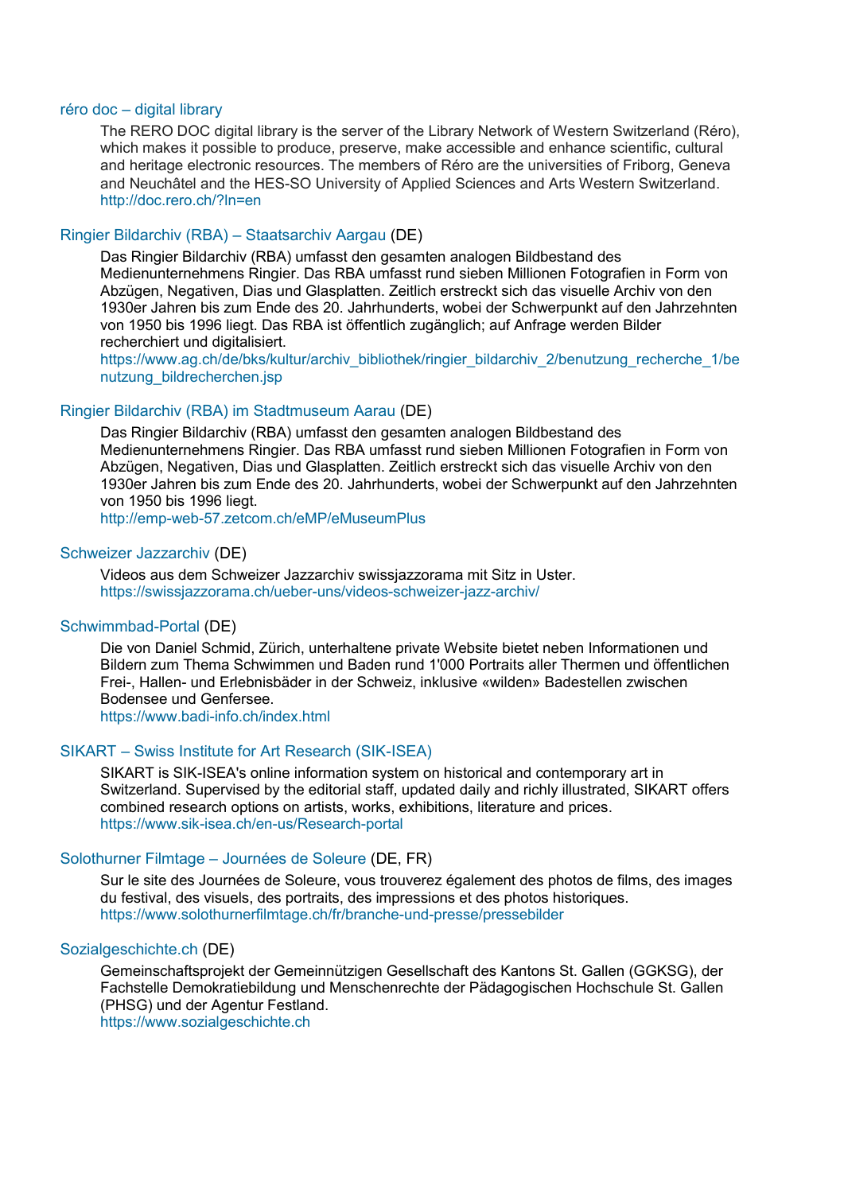### réro doc – digital library

The RERO DOC digital library is the server of the Library Network of Western Switzerland (Réro), which makes it possible to produce, preserve, make accessible and enhance scientific, cultural and heritage electronic resources. The members of Réro are the universities of Friborg, Geneva and Neuchâtel and the HES-SO University of Applied Sciences and Arts Western Switzerland.
http://doc.rero.ch/?ln=en

### Ringier Bildarchiv (RBA) – Staatsarchiv Aargau (DE)

Das Ringier Bildarchiv (RBA) umfasst den gesamten analogen Bildbestand des Medienunternehmens Ringier. Das RBA umfasst rund sieben Millionen Fotografien in Form von Abzügen, Negativen, Dias und Glasplatten. Zeitlich erstreckt sich das visuelle Archiv von den 1930er Jahren bis zum Ende des 20. Jahrhunderts, wobei der Schwerpunkt auf den Jahrzehnten von 1950 bis 1996 liegt. Das RBA ist öffentlich zugänglich; auf Anfrage werden Bilder recherchiert und digitalisiert.
https://www.ag.ch/de/bks/kultur/archiv_bibliothek/ringier_bildarchiv_2/benutzung_recherche_1/benutzung_bildrecherchen.jsp

### Ringier Bildarchiv (RBA) im Stadtmuseum Aarau (DE)

Das Ringier Bildarchiv (RBA) umfasst den gesamten analogen Bildbestand des Medienunternehmens Ringier. Das RBA umfasst rund sieben Millionen Fotografien in Form von Abzügen, Negativen, Dias und Glasplatten. Zeitlich erstreckt sich das visuelle Archiv von den 1930er Jahren bis zum Ende des 20. Jahrhunderts, wobei der Schwerpunkt auf den Jahrzehnten von 1950 bis 1996 liegt.
http://emp-web-57.zetcom.ch/eMP/eMuseumPlus

### Schweizer Jazzarchiv (DE)

Videos aus dem Schweizer Jazzarchiv swissjazzorama mit Sitz in Uster.
https://swissjazzorama.ch/ueber-uns/videos-schweizer-jazz-archiv/

### Schwimmbad-Portal (DE)

Die von Daniel Schmid, Zürich, unterhaltene private Website bietet neben Informationen und Bildern zum Thema Schwimmen und Baden rund 1'000 Portraits aller Thermen und öffentlichen Frei-, Hallen- und Erlebnisbäder in der Schweiz, inklusive «wilden» Badestellen zwischen Bodensee und Genfersee.
https://www.badi-info.ch/index.html

### SIKART – Swiss Institute for Art Research (SIK-ISEA)

SIKART is SIK-ISEA's online information system on historical and contemporary art in Switzerland. Supervised by the editorial staff, updated daily and richly illustrated, SIKART offers combined research options on artists, works, exhibitions, literature and prices.
https://www.sik-isea.ch/en-us/Research-portal

### Solothurner Filmtage – Journées de Soleure (DE, FR)

Sur le site des Journées de Soleure, vous trouverez également des photos de films, des images du festival, des visuels, des portraits, des impressions et des photos historiques.
https://www.solothurnerfilmtage.ch/fr/branche-und-presse/pressebilder

### Sozialgeschichte.ch (DE)

Gemeinschaftsprojekt der Gemeinnützigen Gesellschaft des Kantons St. Gallen (GGKSG), der Fachstelle Demokratiebildung und Menschenrechte der Pädagogischen Hochschule St. Gallen (PHSG) und der Agentur Festland.
https://www.sozialgeschichte.ch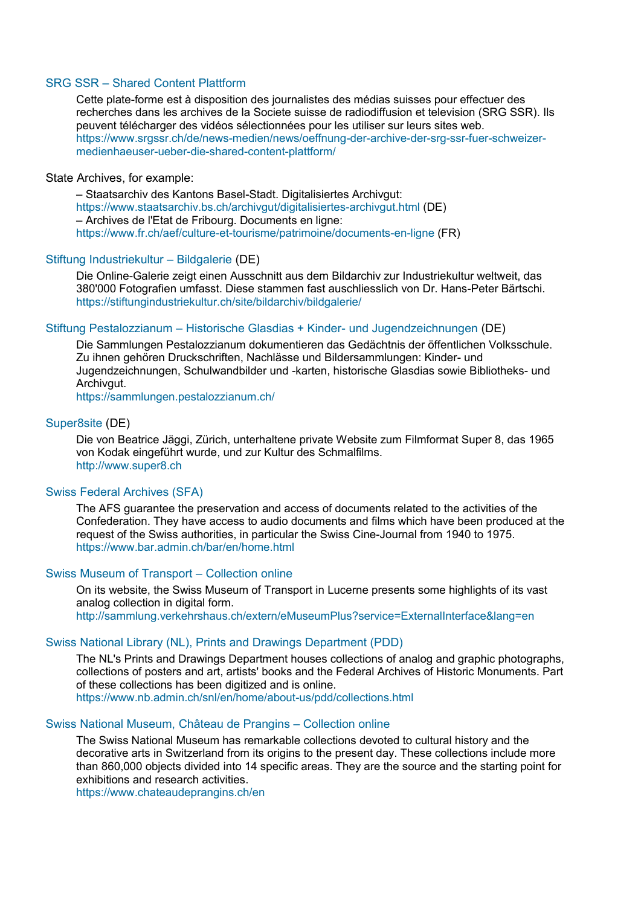SRG SSR – Shared Content Plattform

Cette plate-forme est à disposition des journalistes des médias suisses pour effectuer des recherches dans les archives de la Societe suisse de radiodiffusion et television (SRG SSR). Ils peuvent télécharger des vidéos sélectionnées pour les utiliser sur leurs sites web.
https://www.srgssr.ch/de/news-medien/news/oeffnung-der-archive-der-srg-ssr-fuer-schweizer-medienhaeuser-ueber-die-shared-content-plattform/

State Archives, for example:

– Staatsarchiv des Kantons Basel-Stadt. Digitalisiertes Archivgut:
https://www.staatsarchiv.bs.ch/archivgut/digitalisiertes-archivgut.html (DE)
– Archives de l'Etat de Fribourg. Documents en ligne:
https://www.fr.ch/aef/culture-et-tourisme/patrimoine/documents-en-ligne (FR)

Stiftung Industriekultur – Bildgalerie (DE)

Die Online-Galerie zeigt einen Ausschnitt aus dem Bildarchiv zur Industriekultur weltweit, das 380'000 Fotografien umfasst. Diese stammen fast auschliesslich von Dr. Hans-Peter Bärtschi.
https://stiftungindustriekultur.ch/site/bildarchiv/bildgalerie/

Stiftung Pestalozzianum – Historische Glasdias + Kinder- und Jugendzeichnungen (DE)

Die Sammlungen Pestalozzianum dokumentieren das Gedächtnis der öffentlichen Volksschule. Zu ihnen gehören Druckschriften, Nachlässe und Bildersammlungen: Kinder- und Jugendzeichnungen, Schulwandbilder und -karten, historische Glasdias sowie Bibliotheks- und Archivgut.
https://sammlungen.pestalozzianum.ch/

Super8site (DE)

Die von Beatrice Jäggi, Zürich, unterhaltene private Website zum Filmformat Super 8, das 1965 von Kodak eingeführt wurde, und zur Kultur des Schmalfilms.
http://www.super8.ch

Swiss Federal Archives (SFA)

The AFS guarantee the preservation and access of documents related to the activities of the Confederation. They have access to audio documents and films which have been produced at the request of the Swiss authorities, in particular the Swiss Cine-Journal from 1940 to 1975.
https://www.bar.admin.ch/bar/en/home.html

Swiss Museum of Transport – Collection online

On its website, the Swiss Museum of Transport in Lucerne presents some highlights of its vast analog collection in digital form.
http://sammlung.verkehrshaus.ch/extern/eMuseumPlus?service=ExternalInterface&lang=en

Swiss National Library (NL), Prints and Drawings Department (PDD)

The NL's Prints and Drawings Department houses collections of analog and graphic photographs, collections of posters and art, artists' books and the Federal Archives of Historic Monuments. Part of these collections has been digitized and is online.
https://www.nb.admin.ch/snl/en/home/about-us/pdd/collections.html

Swiss National Museum, Château de Prangins – Collection online

The Swiss National Museum has remarkable collections devoted to cultural history and the decorative arts in Switzerland from its origins to the present day. These collections include more than 860,000 objects divided into 14 specific areas. They are the source and the starting point for exhibitions and research activities.
https://www.chateaudeprangins.ch/en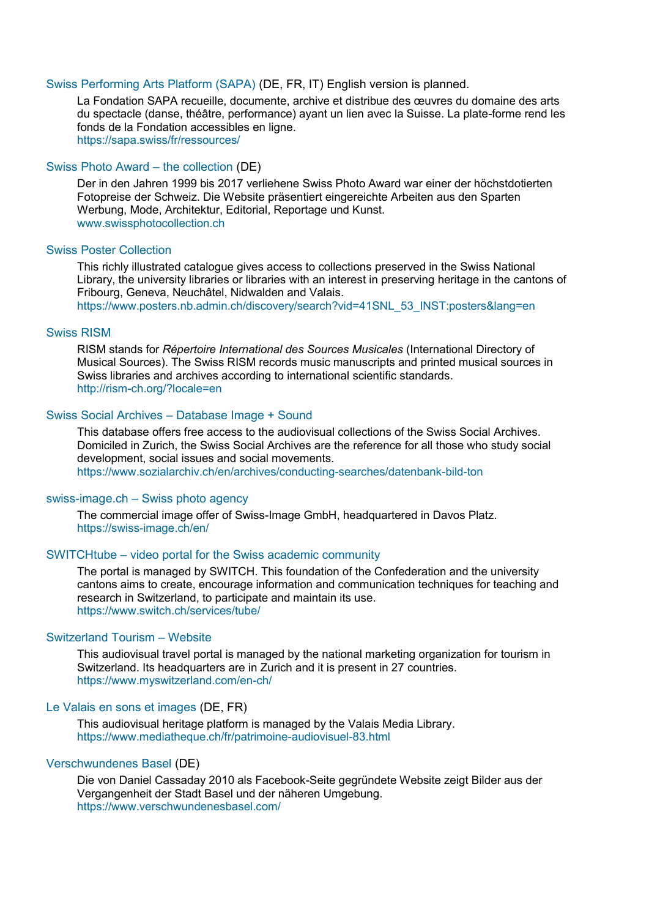Swiss Performing Arts Platform (SAPA) (DE, FR, IT) English version is planned.

La Fondation SAPA recueille, documente, archive et distribue des œuvres du domaine des arts du spectacle (danse, théâtre, performance) ayant un lien avec la Suisse. La plate-forme rend les fonds de la Fondation accessibles en ligne.
https://sapa.swiss/fr/ressources/

Swiss Photo Award – the collection (DE)

Der in den Jahren 1999 bis 2017 verliehene Swiss Photo Award war einer der höchstdotierten Fotopreise der Schweiz. Die Website präsentiert eingereichte Arbeiten aus den Sparten Werbung, Mode, Architektur, Editorial, Reportage und Kunst.
www.swissphotocollection.ch

Swiss Poster Collection

This richly illustrated catalogue gives access to collections preserved in the Swiss National Library, the university libraries or libraries with an interest in preserving heritage in the cantons of Fribourg, Geneva, Neuchâtel, Nidwalden and Valais.
https://www.posters.nb.admin.ch/discovery/search?vid=41SNL_53_INST:posters&lang=en

Swiss RISM

RISM stands for *Répertoire International des Sources Musicales* (International Directory of Musical Sources). The Swiss RISM records music manuscripts and printed musical sources in Swiss libraries and archives according to international scientific standards.
http://rism-ch.org/?locale=en

Swiss Social Archives – Database Image + Sound

This database offers free access to the audiovisual collections of the Swiss Social Archives. Domiciled in Zurich, the Swiss Social Archives are the reference for all those who study social development, social issues and social movements.
https://www.sozialarchiv.ch/en/archives/conducting-searches/datenbank-bild-ton

swiss-image.ch – Swiss photo agency

The commercial image offer of Swiss-Image GmbH, headquartered in Davos Platz.
https://swiss-image.ch/en/

SWITCHtube – video portal for the Swiss academic community

The portal is managed by SWITCH. This foundation of the Confederation and the university cantons aims to create, encourage information and communication techniques for teaching and research in Switzerland, to participate and maintain its use.
https://www.switch.ch/services/tube/

Switzerland Tourism – Website

This audiovisual travel portal is managed by the national marketing organization for tourism in Switzerland. Its headquarters are in Zurich and it is present in 27 countries.
https://www.myswitzerland.com/en-ch/

Le Valais en sons et images (DE, FR)

This audiovisual heritage platform is managed by the Valais Media Library.
https://www.mediatheque.ch/fr/patrimoine-audiovisuel-83.html

Verschwundenes Basel (DE)

Die von Daniel Cassaday 2010 als Facebook-Seite gegründete Website zeigt Bilder aus der Vergangenheit der Stadt Basel und der näheren Umgebung.
https://www.verschwundenesbasel.com/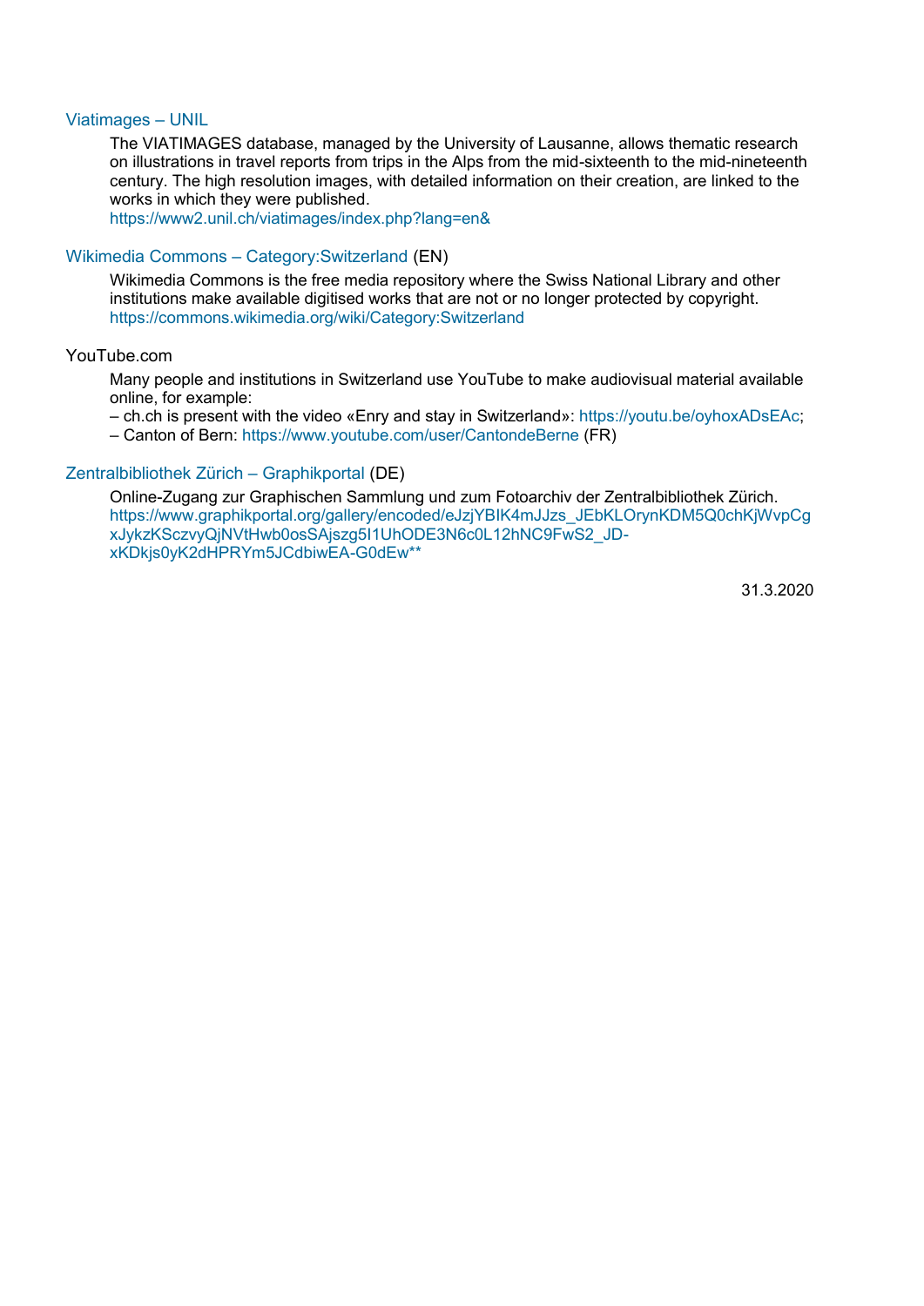Viatimages – UNIL

The VIATIMAGES database, managed by the University of Lausanne, allows thematic research on illustrations in travel reports from trips in the Alps from the mid-sixteenth to the mid-nineteenth century. The high resolution images, with detailed information on their creation, are linked to the works in which they were published.
https://www2.unil.ch/viatimages/index.php?lang=en&

Wikimedia Commons – Category:Switzerland (EN)

Wikimedia Commons is the free media repository where the Swiss National Library and other institutions make available digitised works that are not or no longer protected by copyright.
https://commons.wikimedia.org/wiki/Category:Switzerland

YouTube.com

Many people and institutions in Switzerland use YouTube to make audiovisual material available online, for example:
– ch.ch is present with the video «Enry and stay in Switzerland»: https://youtu.be/oyhoxADsEAc;
– Canton of Bern: https://www.youtube.com/user/CantondeBerne (FR)

Zentralbibliothek Zürich – Graphikportal (DE)

Online-Zugang zur Graphischen Sammlung und zum Fotoarchiv der Zentralbibliothek Zürich.
https://www.graphikportal.org/gallery/encoded/eJzjYBIK4mJJzs_JEbKLOrynKDM5Q0chKjWvpCgxJykzKSczvyQjNVtHwb0osSAjszg5I1UhODE3N6c0L12hNC9FwS2_JD-xKDkjs0yK2dHPRYm5JCdbiwEA-G0dEw**

31.3.2020